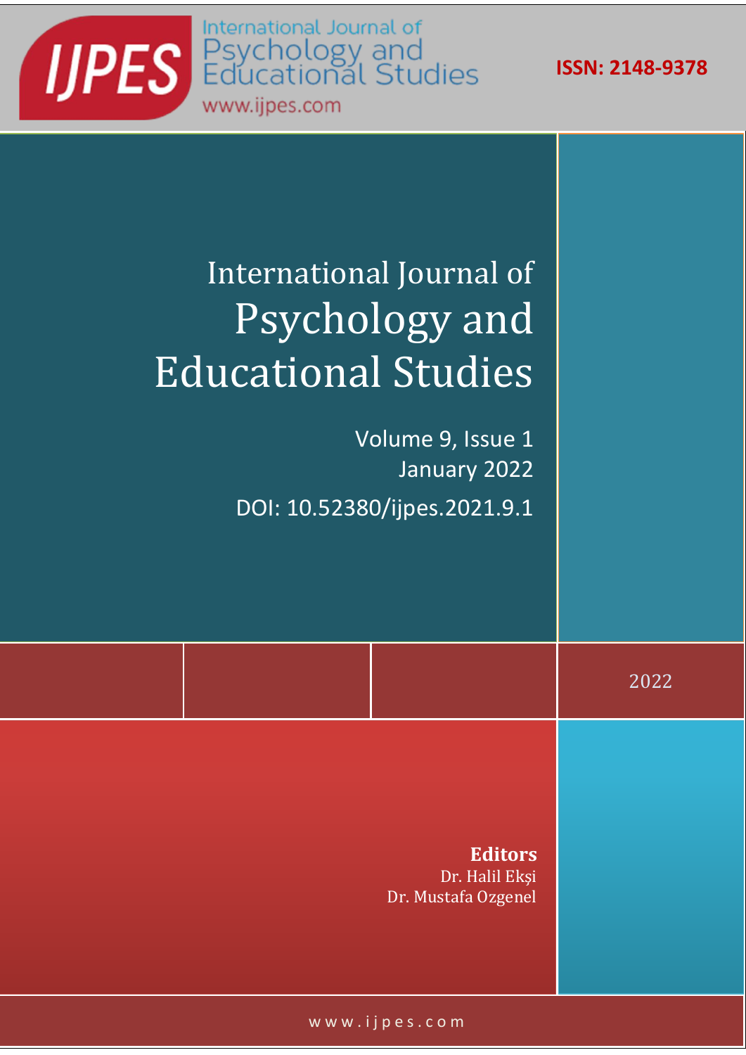IJPES

International Journal of Psychology and Educational Studies

www.ijpes.com

**ISSN: 2148-9378**

# International Journal of Psychology and Educational Studies

Volume 9, Issue 1

January 2022

DOI: 10.52380/ijpes.2021.9.1

2022

**Editors**

Dr. Halil Ekşi

Dr. Mustafa Ozgenel

www.ijpes.com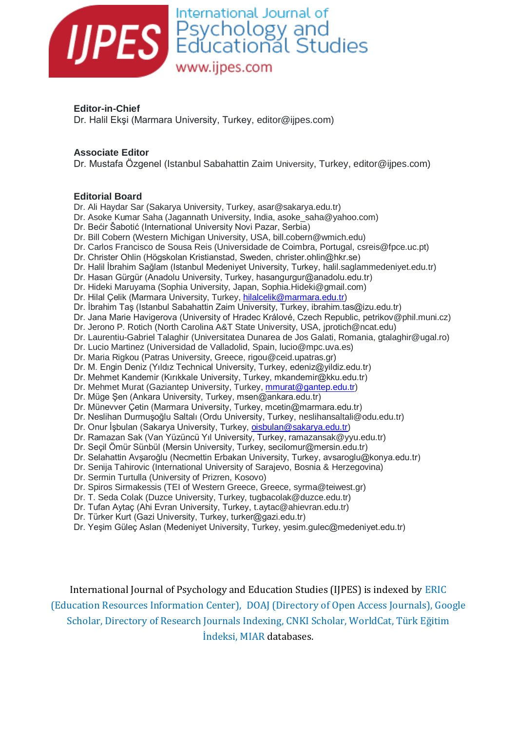International Journal of
Psychology and
Educational Studies
www.ijpes.com

**Editor-in-Chief**
Dr. Halil Ekşi (Marmara University, Turkey, editor@ijpes.com)

**Associate Editor**
Dr. Mustafa Özgenel (Istanbul Sabahattin Zaim University, Turkey, editor@ijpes.com)

**Editorial Board**
Dr. Ali Haydar Sar (Sakarya University, Turkey, asar@sakarya.edu.tr)
Dr. Asoke Kumar Saha (Jagannath University, India, asoke_saha@yahoo.com)
Dr. Bećir Šabotić (International University Novi Pazar, Serbia)
Dr. Bill Cobern (Western Michigan University, USA, bill.cobern@wmich.edu)
Dr. Carlos Francisco de Sousa Reis (Universidade de Coimbra, Portugal, csreis@fpce.uc.pt)
Dr. Christer Ohlin (Högskolan Kristianstad, Sweden, christer.ohlin@hkr.se)
Dr. Halil İbrahim Sağlam (Istanbul Medeniyet University, Turkey, halil.saglammedeniyet.edu.tr)
Dr. Hasan Gürgür (Anadolu University, Turkey, hasangurgur@anadolu.edu.tr)
Dr. Hideki Maruyama (Sophia University, Japan, Sophia.Hideki@gmail.com)
Dr. Hilal Çelik (Marmara University, Turkey, hilalcelik@marmara.edu.tr)
Dr. İbrahim Taş (Istanbul Sabahattin Zaim University, Turkey, ibrahim.tas@izu.edu.tr)
Dr. Jana Marie Havigerova (University of Hradec Králové, Czech Republic, petrikov@phil.muni.cz)
Dr. Jerono P. Rotich (North Carolina A&T State University, USA, jprotich@ncat.edu)
Dr. Laurentiu-Gabriel Talaghir (Universitatea Dunarea de Jos Galati, Romania, gtalaghir@ugal.ro)
Dr. Lucio Martinez (Universidad de Valladolid, Spain, lucio@mpc.uva.es)
Dr. Maria Rigkou (Patras University, Greece, rigou@ceid.upatras.gr)
Dr. M. Engin Deniz (Yıldız Technical University, Turkey, edeniz@yildiz.edu.tr)
Dr. Mehmet Kandemir (Kırıkkale University, Turkey, mkandemir@kku.edu.tr)
Dr. Mehmet Murat (Gaziantep University, Turkey, mmurat@gantep.edu.tr)
Dr. Müge Şen (Ankara University, Turkey, msen@ankara.edu.tr)
Dr. Münevver Çetin (Marmara University, Turkey, mcetin@marmara.edu.tr)
Dr. Neslihan Durmuşoğlu Saltalı (Ordu University, Turkey, neslihansaltali@odu.edu.tr)
Dr. Onur İşbulan (Sakarya University, Turkey, oisbulan@sakarya.edu.tr)
Dr. Ramazan Sak (Van Yüzüncü Yıl University, Turkey, ramazansak@yyu.edu.tr)
Dr. Seçil Ömür Sünbül (Mersin University, Turkey, secilomur@mersin.edu.tr)
Dr. Selahattin Avşaroğlu (Necmettin Erbakan University, Turkey, avsaroglu@konya.edu.tr)
Dr. Senija Tahirovic (International University of Sarajevo, Bosnia & Herzegovina)
Dr. Sermin Turtulla (University of Prizren, Kosovo)
Dr. Spiros Sirmakessis (TEI of Western Greece, Greece, syrma@teiwest.gr)
Dr. T. Seda Colak (Duzce University, Turkey, tugbacolak@duzce.edu.tr)
Dr. Tufan Aytaç (Ahi Evran University, Turkey, t.aytac@ahievran.edu.tr)
Dr. Türker Kurt (Gazi University, Turkey, turker@gazi.edu.tr)
Dr. Yeşim Güleç Aslan (Medeniyet University, Turkey, yesim.gulec@medeniyet.edu.tr)

International Journal of Psychology and Education Studies (IJPES) is indexed by ERIC (Education Resources Information Center), DOAJ (Directory of Open Access Journals), Google Scholar, Directory of Research Journals Indexing, CNKI Scholar, WorldCat, Türk Eğitim İndeksi, MIAR databases.